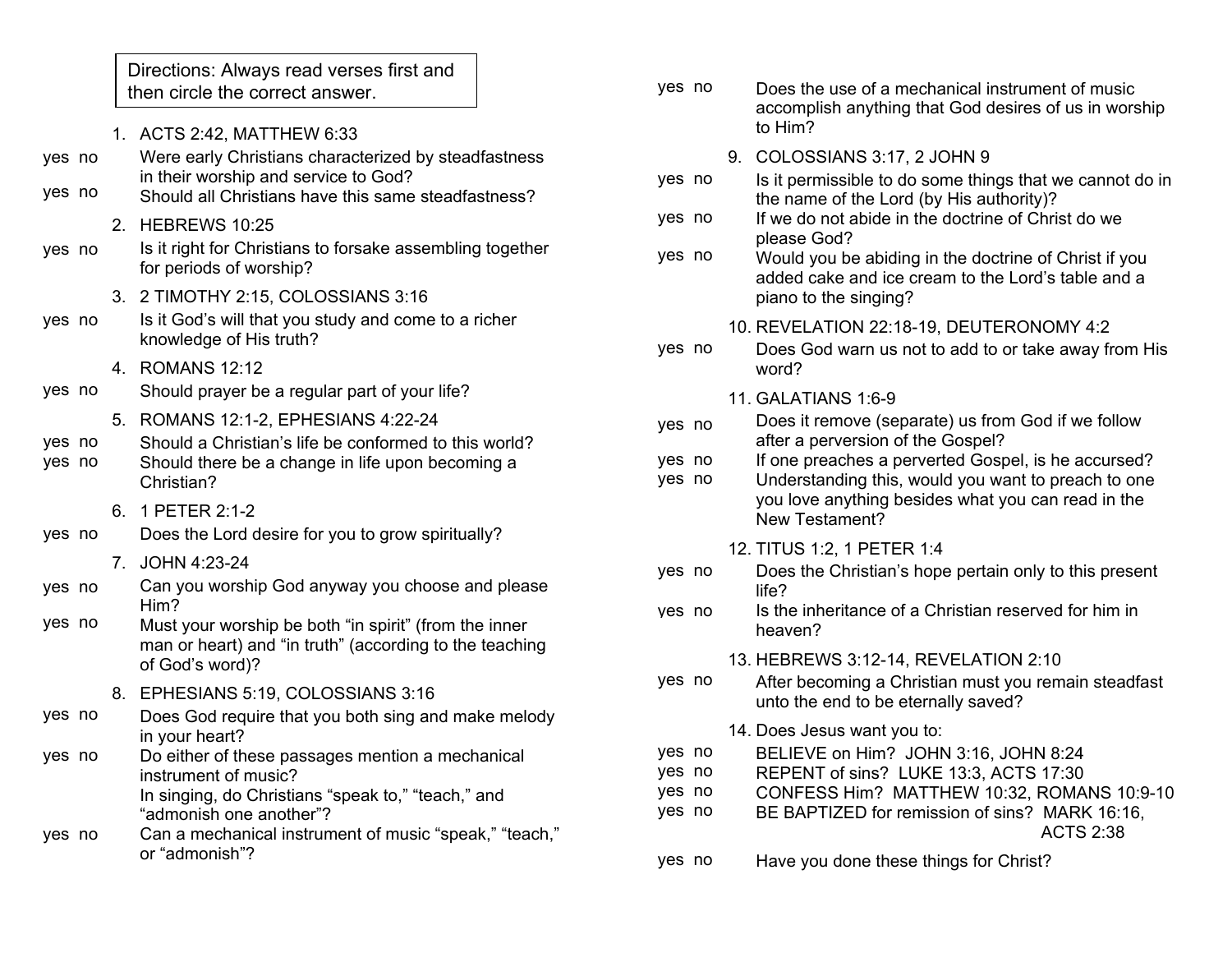Directions: Always read verses first and then circle the correct answer.

1. ACTS 2:42, MATTHEW 6:33

yes no Were early Christians characterized by steadfastness in their worship and service to God?

yes no Should all Christians have this same steadfastness?

2. HEBREWS 10:25

yes no Is it right for Christians to forsake assembling together for periods of worship?

3. 2 TIMOTHY 2:15, COLOSSIANS 3:16

yes no Is it God's will that you study and come to a richer knowledge of His truth?

4. ROMANS 12:12

yes no Should prayer be a regular part of your life?

5. ROMANS 12:1-2, EPHESIANS 4:22-24

yes no Should a Christian's life be conformed to this world?

yes no Should there be a change in life upon becoming a Christian?

6. 1 PETER 2:1-2

yes no Does the Lord desire for you to grow spiritually?

7. JOHN 4:23-24

yes no Can you worship God anyway you choose and please Him?

yes no Must your worship be both "in spirit" (from the inner man or heart) and "in truth" (according to the teaching of God's word)?

8. EPHESIANS 5:19, COLOSSIANS 3:16

yes no Does God require that you both sing and make melody in your heart?

yes no Do either of these passages mention a mechanical instrument of music?

In singing, do Christians "speak to," "teach," and "admonish one another"?

yes no Can a mechanical instrument of music "speak," "teach," or "admonish"?

yes no Does the use of a mechanical instrument of music accomplish anything that God desires of us in worship to Him?

9. COLOSSIANS 3:17, 2 JOHN 9

yes no Is it permissible to do some things that we cannot do in the name of the Lord (by His authority)?

yes no If we do not abide in the doctrine of Christ do we please God?

yes no Would you be abiding in the doctrine of Christ if you added cake and ice cream to the Lord's table and a piano to the singing?

10. REVELATION 22:18-19, DEUTERONOMY 4:2

yes no Does God warn us not to add to or take away from His word?

11. GALATIANS 1:6-9

yes no Does it remove (separate) us from God if we follow after a perversion of the Gospel?

yes no If one preaches a perverted Gospel, is he accursed?

yes no Understanding this, would you want to preach to one you love anything besides what you can read in the New Testament?

12. TITUS 1:2, 1 PETER 1:4

yes no Does the Christian's hope pertain only to this present life?

yes no Is the inheritance of a Christian reserved for him in heaven?

13. HEBREWS 3:12-14, REVELATION 2:10

yes no After becoming a Christian must you remain steadfast unto the end to be eternally saved?

14. Does Jesus want you to:

yes no BELIEVE on Him? JOHN 3:16, JOHN 8:24

yes no REPENT of sins? LUKE 13:3, ACTS 17:30

yes no CONFESS Him? MATTHEW 10:32, ROMANS 10:9-10

yes no BE BAPTIZED for remission of sins? MARK 16:16, ACTS 2:38

yes no Have you done these things for Christ?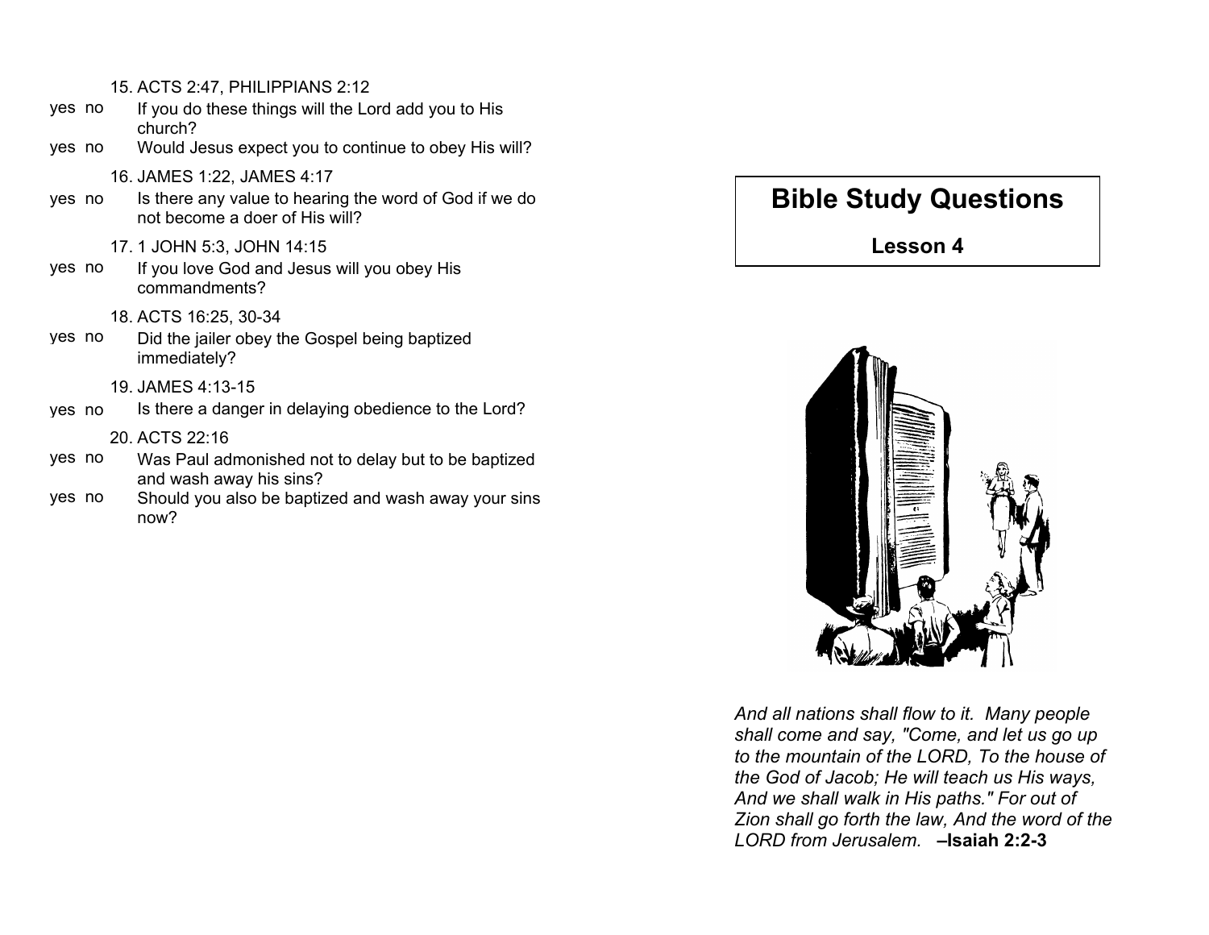15. ACTS 2:47, PHILIPPIANS 2:12

yes no If you do these things will the Lord add you to His church?

yes no Would Jesus expect you to continue to obey His will?

16. JAMES 1:22, JAMES 4:17

yes no Is there any value to hearing the word of God if we do not become a doer of His will?

17. 1 JOHN 5:3, JOHN 14:15

yes no If you love God and Jesus will you obey His commandments?

18. ACTS 16:25, 30-34

yes no Did the jailer obey the Gospel being baptized immediately?

19. JAMES 4:13-15

yes no Is there a danger in delaying obedience to the Lord?

20. ACTS 22:16

yes no Was Paul admonished not to delay but to be baptized and wash away his sins?

yes no Should you also be baptized and wash away your sins now?

# Bible Study Questions

## Lesson 4

*And all nations shall flow to it. Many people shall come and say, "Come, and let us go up to the mountain of the LORD, To the house of the God of Jacob; He will teach us His ways, And we shall walk in His paths." For out of Zion shall go forth the law, And the word of the LORD from Jerusalem.* **–Isaiah 2:2-3**